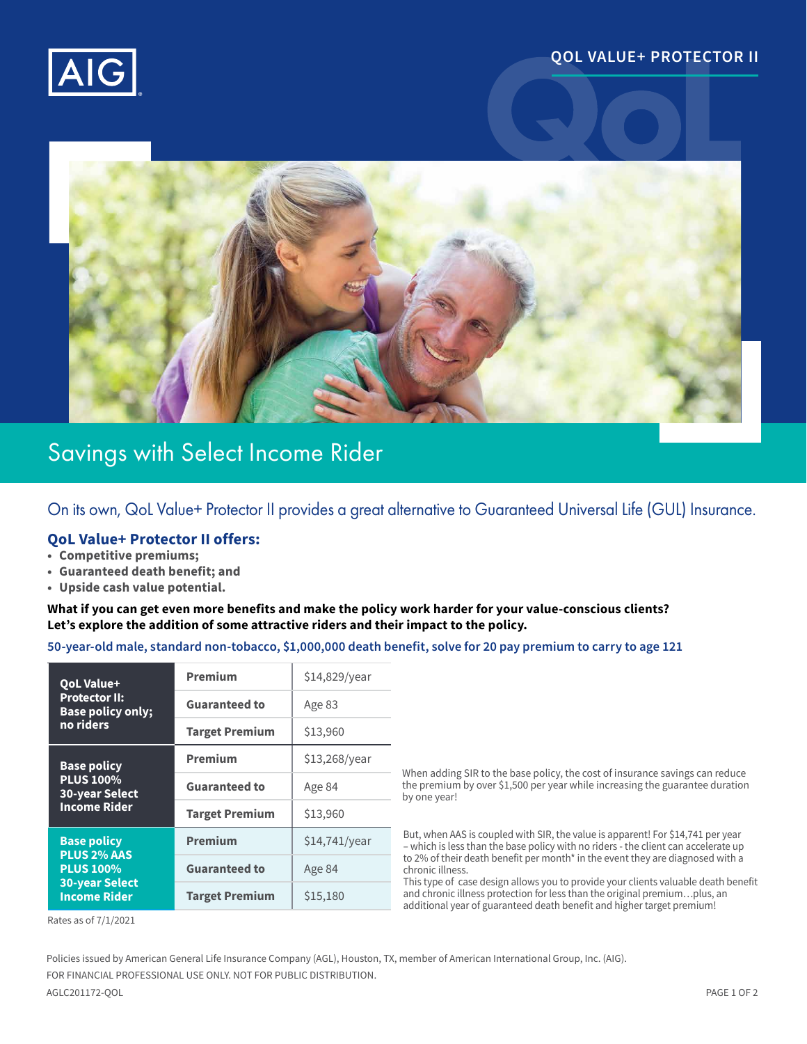QOL VALUE+ PROTECTOR II

# Savings with Select Income Rider

## On its own, QoL Value+ Protector II provides a great alternative to Guaranteed Universal Life (GUL) Insurance.

### QoL Value+ Protector II offers:

- **Competitive premiums;**
- **Guaranteed death benefit; and**
- **Upside cash value potential.**

**What if you can get even more benefits and make the policy work harder for your value-conscious clients? Let's explore the addition of some attractive riders and their impact to the policy.**

**50-year-old male, standard non-tobacco, $1,000,000 death benefit, solve for 20 pay premium to carry to age 121**

| | | |
|---|---|---|
| **QoL Value+ Protector II: Base policy only; no riders** | **Premium** | $14,829/year |
| | **Guaranteed to** | Age 83 |
| | **Target Premium** | $13,960 |
| **Base policy PLUS 100% 30-year Select Income Rider** | **Premium** | $13,268/year |
| | **Guaranteed to** | Age 84 |
| | **Target Premium** | $13,960 |
| **Base policy PLUS 2% AAS PLUS 100% 30-year Select Income Rider** | **Premium** | $14,741/year |
| | **Guaranteed to** | Age 84 |
| | **Target Premium** | $15,180 |

Rates as of 7/1/2021

When adding SIR to the base policy, the cost of insurance savings can reduce the premium by over $1,500 per year while increasing the guarantee duration by one year!

But, when AAS is coupled with SIR, the value is apparent! For $14,741 per year – which is less than the base policy with no riders - the client can accelerate up to 2% of their death benefit per month* in the event they are diagnosed with a chronic illness.

This type of case design allows you to provide your clients valuable death benefit and chronic illness protection for less than the original premium…plus, an additional year of guaranteed death benefit and higher target premium!

Policies issued by American General Life Insurance Company (AGL), Houston, TX, member of American International Group, Inc. (AIG).

FOR FINANCIAL PROFESSIONAL USE ONLY. NOT FOR PUBLIC DISTRIBUTION.

AGLC201172-QOL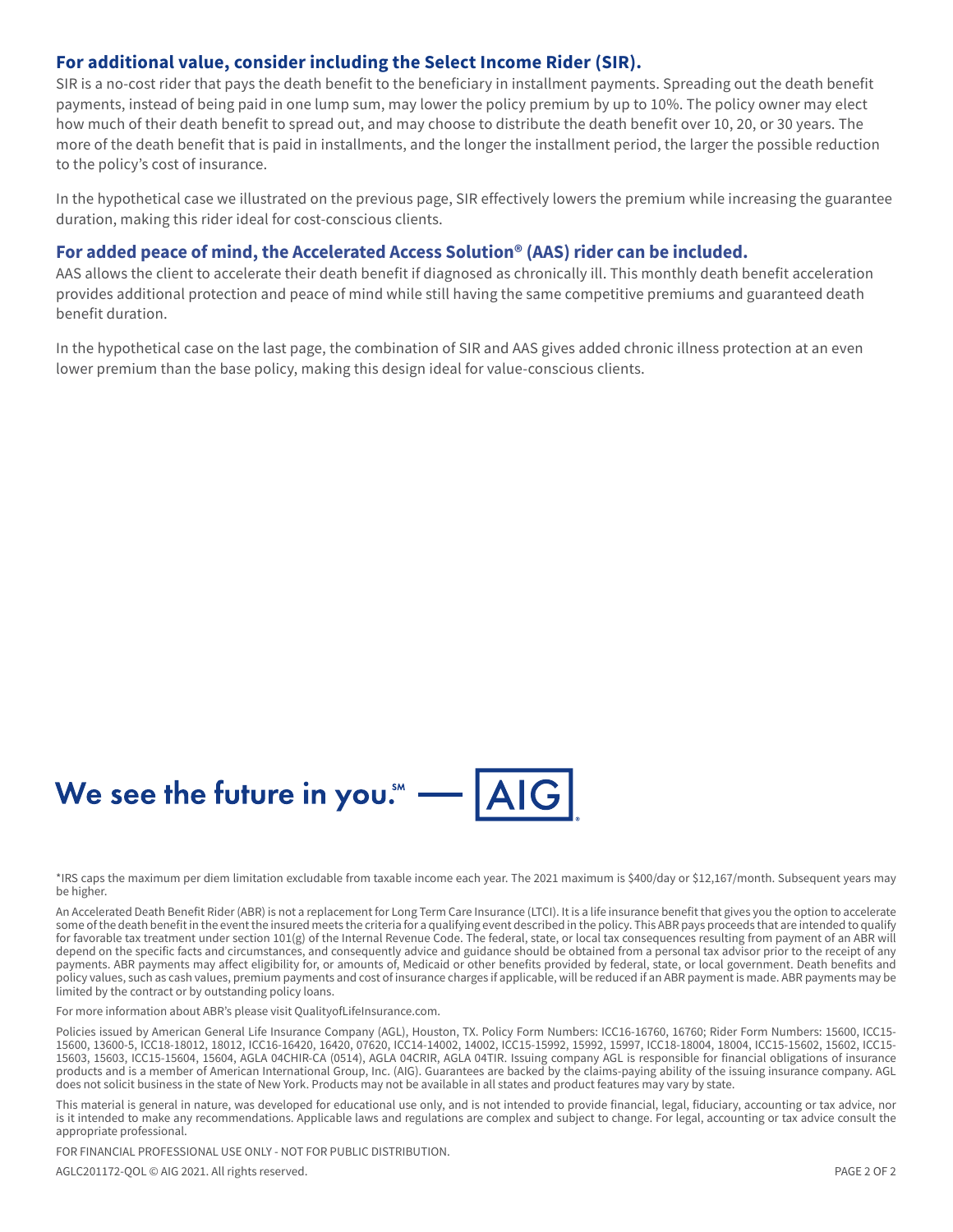## For additional value, consider including the Select Income Rider (SIR).

SIR is a no-cost rider that pays the death benefit to the beneficiary in installment payments. Spreading out the death benefit payments, instead of being paid in one lump sum, may lower the policy premium by up to 10%. The policy owner may elect how much of their death benefit to spread out, and may choose to distribute the death benefit over 10, 20, or 30 years. The more of the death benefit that is paid in installments, and the longer the installment period, the larger the possible reduction to the policy's cost of insurance.

In the hypothetical case we illustrated on the previous page, SIR effectively lowers the premium while increasing the guarantee duration, making this rider ideal for cost-conscious clients.

## For added peace of mind, the Accelerated Access Solution® (AAS) rider can be included.

AAS allows the client to accelerate their death benefit if diagnosed as chronically ill. This monthly death benefit acceleration provides additional protection and peace of mind while still having the same competitive premiums and guaranteed death benefit duration.

In the hypothetical case on the last page, the combination of SIR and AAS gives added chronic illness protection at an even lower premium than the base policy, making this design ideal for value-conscious clients.

**We see the future in you.℠ — AIG**

*IRS caps the maximum per diem limitation excludable from taxable income each year. The 2021 maximum is $400/day or $12,167/month. Subsequent years may be higher.

An Accelerated Death Benefit Rider (ABR) is not a replacement for Long Term Care Insurance (LTCI). It is a life insurance benefit that gives you the option to accelerate some of the death benefit in the event the insured meets the criteria for a qualifying event described in the policy. This ABR pays proceeds that are intended to qualify for favorable tax treatment under section 101(g) of the Internal Revenue Code. The federal, state, or local tax consequences resulting from payment of an ABR will depend on the specific facts and circumstances, and consequently advice and guidance should be obtained from a personal tax advisor prior to the receipt of any payments. ABR payments may affect eligibility for, or amounts of, Medicaid or other benefits provided by federal, state, or local government. Death benefits and policy values, such as cash values, premium payments and cost of insurance charges if applicable, will be reduced if an ABR payment is made. ABR payments may be limited by the contract or by outstanding policy loans.

For more information about ABR's please visit QualityofLifeInsurance.com.

Policies issued by American General Life Insurance Company (AGL), Houston, TX. Policy Form Numbers: ICC16-16760, 16760; Rider Form Numbers: 15600, ICC15-15600, 13600-5, ICC18-18012, 18012, ICC16-16420, 16420, 07620, ICC14-14002, 14002, ICC15-15992, 15992, 15997, ICC18-18004, 18004, ICC15-15602, 15602, ICC15-15603, 15603, ICC15-15604, 15604, AGLA 04CHIR-CA (0514), AGLA 04CRIR, AGLA 04TIR. Issuing company AGL is responsible for financial obligations of insurance products and is a member of American International Group, Inc. (AIG). Guarantees are backed by the claims-paying ability of the issuing insurance company. AGL does not solicit business in the state of New York. Products may not be available in all states and product features may vary by state.

This material is general in nature, was developed for educational use only, and is not intended to provide financial, legal, fiduciary, accounting or tax advice, nor is it intended to make any recommendations. Applicable laws and regulations are complex and subject to change. For legal, accounting or tax advice consult the appropriate professional.

FOR FINANCIAL PROFESSIONAL USE ONLY - NOT FOR PUBLIC DISTRIBUTION.

AGLC201172-QOL © AIG 2021. All rights reserved.